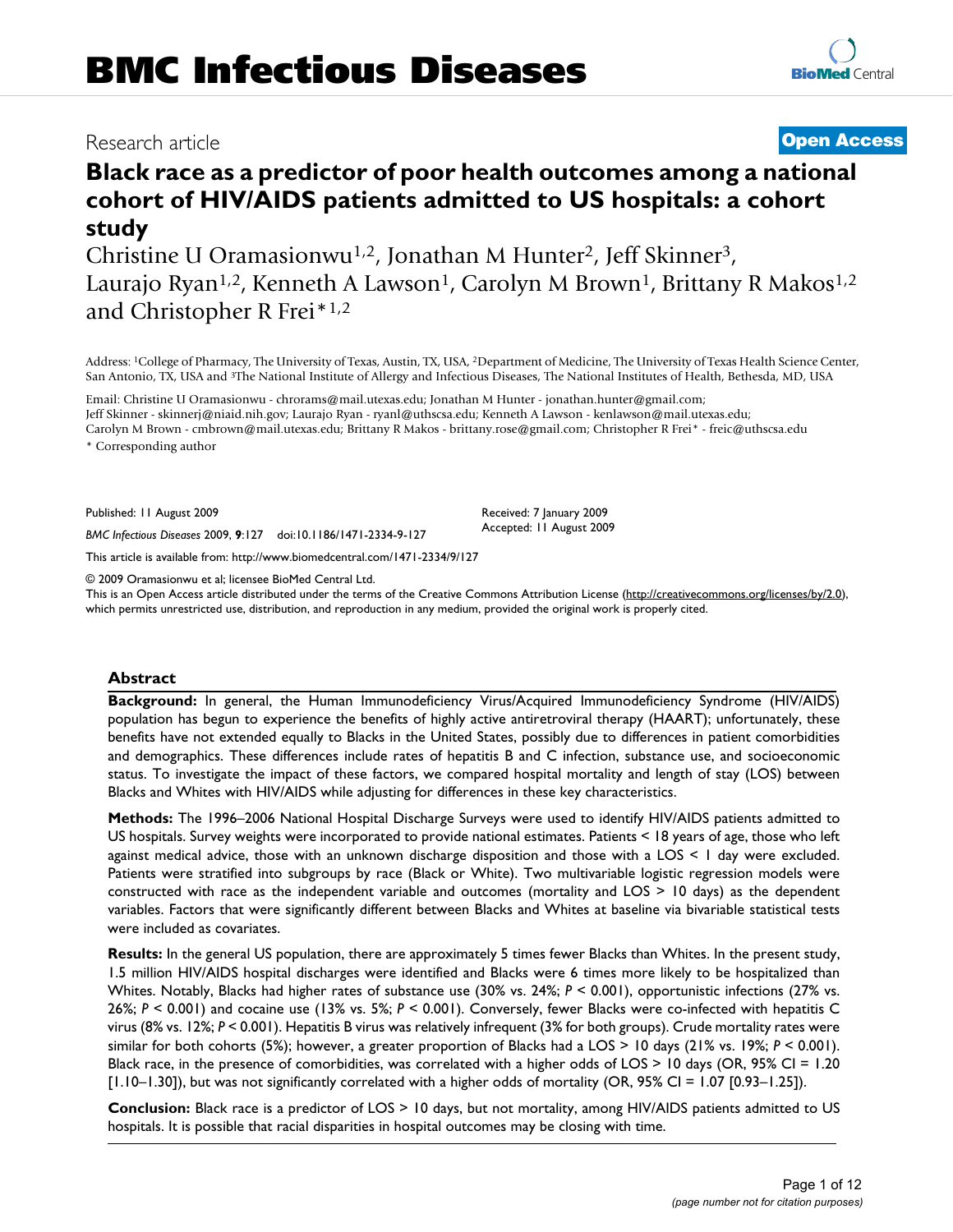# BMC Infectious Diseases

Research article

**Open Access**

# Black race as a predictor of poor health outcomes among a national cohort of HIV/AIDS patients admitted to US hospitals: a cohort study

Christine U Oramasionwu[1,2], Jonathan M Hunter[2], Jeff Skinner[3], Laurajo Ryan[1,2], Kenneth A Lawson[1], Carolyn M Brown[1], Brittany R Makos[1,2] and Christopher R Frei*[1,2]

Address: [1]College of Pharmacy, The University of Texas, Austin, TX, USA, [2]Department of Medicine, The University of Texas Health Science Center, San Antonio, TX, USA and [3]The National Institute of Allergy and Infectious Diseases, The National Institutes of Health, Bethesda, MD, USA

Email: Christine U Oramasionwu - chrorams@mail.utexas.edu; Jonathan M Hunter - jonathan.hunter@gmail.com; Jeff Skinner - skinnerj@niaid.nih.gov; Laurajo Ryan - ryanl@uthscsa.edu; Kenneth A Lawson - kenlawson@mail.utexas.edu; Carolyn M Brown - cmbrown@mail.utexas.edu; Brittany R Makos - brittany.rose@gmail.com; Christopher R Frei* - freic@uthscsa.edu

\* Corresponding author

Published: 11 August 2009

*BMC Infectious Diseases* 2009, **9**:127 doi:10.1186/1471-2334-9-127

Received: 7 January 2009
Accepted: 11 August 2009

This article is available from: http://www.biomedcentral.com/1471-2334/9/127

© 2009 Oramasionwu et al; licensee BioMed Central Ltd.
This is an Open Access article distributed under the terms of the Creative Commons Attribution License (http://creativecommons.org/licenses/by/2.0), which permits unrestricted use, distribution, and reproduction in any medium, provided the original work is properly cited.

## Abstract

**Background:** In general, the Human Immunodeficiency Virus/Acquired Immunodeficiency Syndrome (HIV/AIDS) population has begun to experience the benefits of highly active antiretroviral therapy (HAART); unfortunately, these benefits have not extended equally to Blacks in the United States, possibly due to differences in patient comorbidities and demographics. These differences include rates of hepatitis B and C infection, substance use, and socioeconomic status. To investigate the impact of these factors, we compared hospital mortality and length of stay (LOS) between Blacks and Whites with HIV/AIDS while adjusting for differences in these key characteristics.

**Methods:** The 1996–2006 National Hospital Discharge Surveys were used to identify HIV/AIDS patients admitted to US hospitals. Survey weights were incorporated to provide national estimates. Patients < 18 years of age, those who left against medical advice, those with an unknown discharge disposition and those with a LOS < 1 day were excluded. Patients were stratified into subgroups by race (Black or White). Two multivariable logistic regression models were constructed with race as the independent variable and outcomes (mortality and LOS > 10 days) as the dependent variables. Factors that were significantly different between Blacks and Whites at baseline via bivariable statistical tests were included as covariates.

**Results:** In the general US population, there are approximately 5 times fewer Blacks than Whites. In the present study, 1.5 million HIV/AIDS hospital discharges were identified and Blacks were 6 times more likely to be hospitalized than Whites. Notably, Blacks had higher rates of substance use (30% vs. 24%; $P < 0.001$), opportunistic infections (27% vs. 26%; $P < 0.001$) and cocaine use (13% vs. 5%; $P < 0.001$). Conversely, fewer Blacks were co-infected with hepatitis C virus (8% vs. 12%; $P < 0.001$). Hepatitis B virus was relatively infrequent (3% for both groups). Crude mortality rates were similar for both cohorts (5%); however, a greater proportion of Blacks had a LOS > 10 days (21% vs. 19%; $P < 0.001$). Black race, in the presence of comorbidities, was correlated with a higher odds of LOS > 10 days (OR, 95% CI = 1.20 [1.10–1.30]), but was not significantly correlated with a higher odds of mortality (OR, 95% CI = 1.07 [0.93–1.25]).

**Conclusion:** Black race is a predictor of LOS > 10 days, but not mortality, among HIV/AIDS patients admitted to US hospitals. It is possible that racial disparities in hospital outcomes may be closing with time.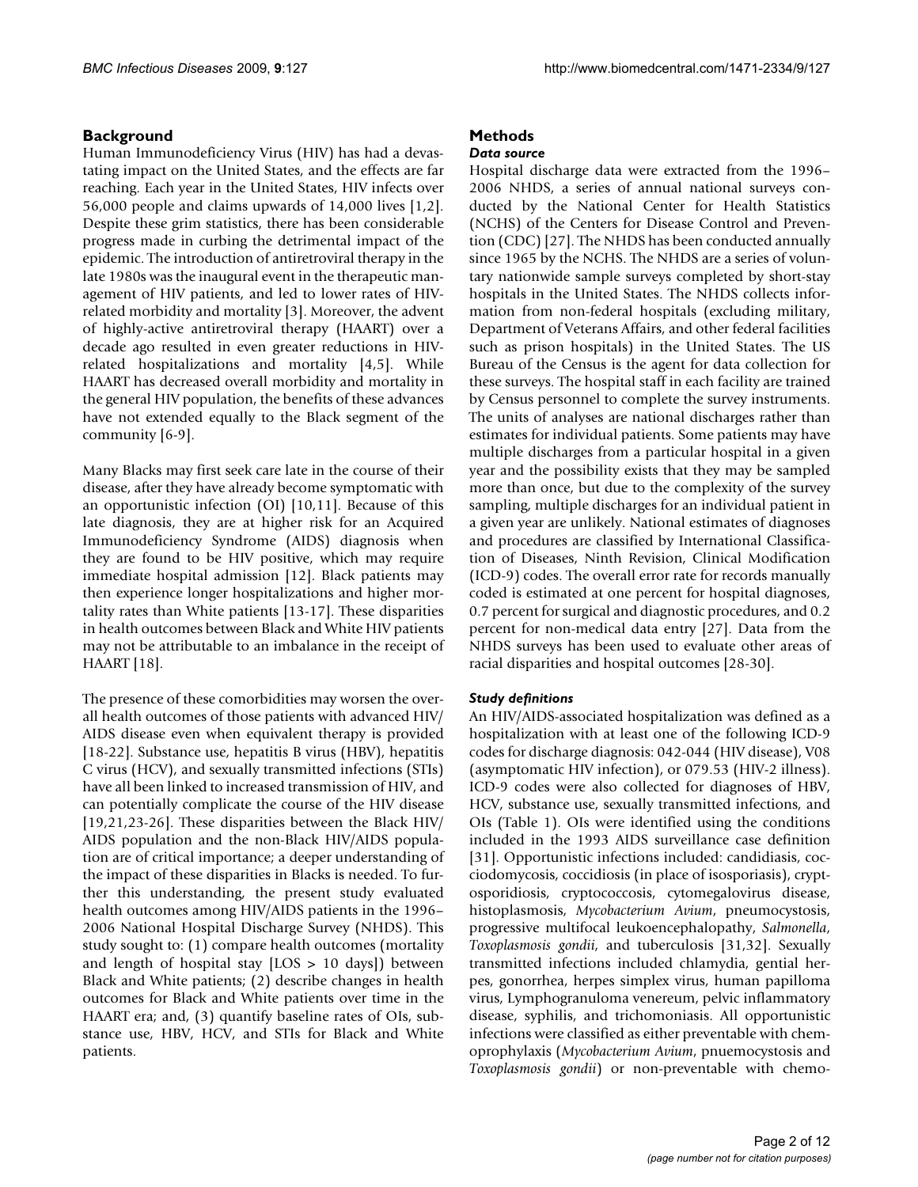## Background

Human Immunodeficiency Virus (HIV) has had a devastating impact on the United States, and the effects are far reaching. Each year in the United States, HIV infects over 56,000 people and claims upwards of 14,000 lives [1,2]. Despite these grim statistics, there has been considerable progress made in curbing the detrimental impact of the epidemic. The introduction of antiretroviral therapy in the late 1980s was the inaugural event in the therapeutic management of HIV patients, and led to lower rates of HIV-related morbidity and mortality [3]. Moreover, the advent of highly-active antiretroviral therapy (HAART) over a decade ago resulted in even greater reductions in HIV-related hospitalizations and mortality [4,5]. While HAART has decreased overall morbidity and mortality in the general HIV population, the benefits of these advances have not extended equally to the Black segment of the community [6-9].

Many Blacks may first seek care late in the course of their disease, after they have already become symptomatic with an opportunistic infection (OI) [10,11]. Because of this late diagnosis, they are at higher risk for an Acquired Immunodeficiency Syndrome (AIDS) diagnosis when they are found to be HIV positive, which may require immediate hospital admission [12]. Black patients may then experience longer hospitalizations and higher mortality rates than White patients [13-17]. These disparities in health outcomes between Black and White HIV patients may not be attributable to an imbalance in the receipt of HAART [18].

The presence of these comorbidities may worsen the overall health outcomes of those patients with advanced HIV/AIDS disease even when equivalent therapy is provided [18-22]. Substance use, hepatitis B virus (HBV), hepatitis C virus (HCV), and sexually transmitted infections (STIs) have all been linked to increased transmission of HIV, and can potentially complicate the course of the HIV disease [19,21,23-26]. These disparities between the Black HIV/AIDS population and the non-Black HIV/AIDS population are of critical importance; a deeper understanding of the impact of these disparities in Blacks is needed. To further this understanding, the present study evaluated health outcomes among HIV/AIDS patients in the 1996–2006 National Hospital Discharge Survey (NHDS). This study sought to: (1) compare health outcomes (mortality and length of hospital stay [LOS > 10 days]) between Black and White patients; (2) describe changes in health outcomes for Black and White patients over time in the HAART era; and, (3) quantify baseline rates of OIs, substance use, HBV, HCV, and STIs for Black and White patients.

## Methods

### *Data source*

Hospital discharge data were extracted from the 1996–2006 NHDS, a series of annual national surveys conducted by the National Center for Health Statistics (NCHS) of the Centers for Disease Control and Prevention (CDC) [27]. The NHDS has been conducted annually since 1965 by the NCHS. The NHDS are a series of voluntary nationwide sample surveys completed by short-stay hospitals in the United States. The NHDS collects information from non-federal hospitals (excluding military, Department of Veterans Affairs, and other federal facilities such as prison hospitals) in the United States. The US Bureau of the Census is the agent for data collection for these surveys. The hospital staff in each facility are trained by Census personnel to complete the survey instruments. The units of analyses are national discharges rather than estimates for individual patients. Some patients may have multiple discharges from a particular hospital in a given year and the possibility exists that they may be sampled more than once, but due to the complexity of the survey sampling, multiple discharges for an individual patient in a given year are unlikely. National estimates of diagnoses and procedures are classified by International Classification of Diseases, Ninth Revision, Clinical Modification (ICD-9) codes. The overall error rate for records manually coded is estimated at one percent for hospital diagnoses, 0.7 percent for surgical and diagnostic procedures, and 0.2 percent for non-medical data entry [27]. Data from the NHDS surveys has been used to evaluate other areas of racial disparities and hospital outcomes [28-30].

### *Study definitions*

An HIV/AIDS-associated hospitalization was defined as a hospitalization with at least one of the following ICD-9 codes for discharge diagnosis: 042-044 (HIV disease), V08 (asymptomatic HIV infection), or 079.53 (HIV-2 illness). ICD-9 codes were also collected for diagnoses of HBV, HCV, substance use, sexually transmitted infections, and OIs (Table 1). OIs were identified using the conditions included in the 1993 AIDS surveillance case definition [31]. Opportunistic infections included: candidiasis, cocciodomycosis, coccidiosis (in place of isosporiasis), cryptosporidiosis, cryptococcosis, cytomegalovirus disease, histoplasmosis, *Mycobacterium Avium*, pneumocystosis, progressive multifocal leukoencephalopathy, *Salmonella*, *Toxoplasmosis gondii*, and tuberculosis [31,32]. Sexually transmitted infections included chlamydia, gential herpes, gonorrhea, herpes simplex virus, human papilloma virus, Lymphogranuloma venereum, pelvic inflammatory disease, syphilis, and trichomoniasis. All opportunistic infections were classified as either preventable with chemoprophylaxis (*Mycobacterium Avium*, pnuemocystosis and *Toxoplasmosis gondii*) or non-preventable with chemo-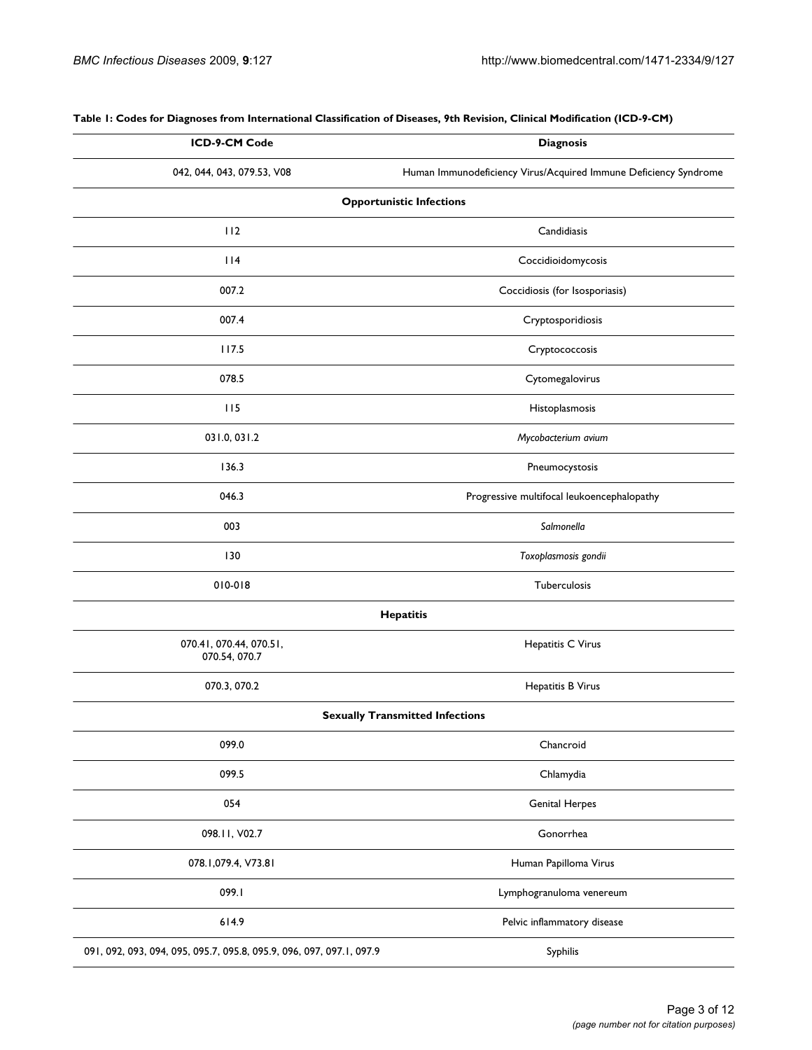**Table 1: Codes for Diagnoses from International Classification of Diseases, 9th Revision, Clinical Modification (ICD-9-CM)**

| ICD-9-CM Code | Diagnosis |
| --- | --- |
| 042, 044, 043, 079.53, V08 | Human Immunodeficiency Virus/Acquired Immune Deficiency Syndrome |
| **Opportunistic Infections** | |
| 112 | Candidiasis |
| 114 | Coccidioidomycosis |
| 007.2 | Coccidiosis (for Isosporiasis) |
| 007.4 | Cryptosporidiosis |
| 117.5 | Cryptococcosis |
| 078.5 | Cytomegalovirus |
| 115 | Histoplasmosis |
| 031.0, 031.2 | *Mycobacterium avium* |
| 136.3 | Pneumocystosis |
| 046.3 | Progressive multifocal leukoencephalopathy |
| 003 | *Salmonella* |
| 130 | *Toxoplasmosis gondii* |
| 010-018 | Tuberculosis |
| **Hepatitis** | |
| 070.41, 070.44, 070.51, 070.54, 070.7 | Hepatitis C Virus |
| 070.3, 070.2 | Hepatitis B Virus |
| **Sexually Transmitted Infections** | |
| 099.0 | Chancroid |
| 099.5 | Chlamydia |
| 054 | Genital Herpes |
| 098.11, V02.7 | Gonorrhea |
| 078.1,079.4, V73.81 | Human Papilloma Virus |
| 099.1 | Lymphogranuloma venereum |
| 614.9 | Pelvic inflammatory disease |
| 091, 092, 093, 094, 095, 095.7, 095.8, 095.9, 096, 097, 097.1, 097.9 | Syphilis |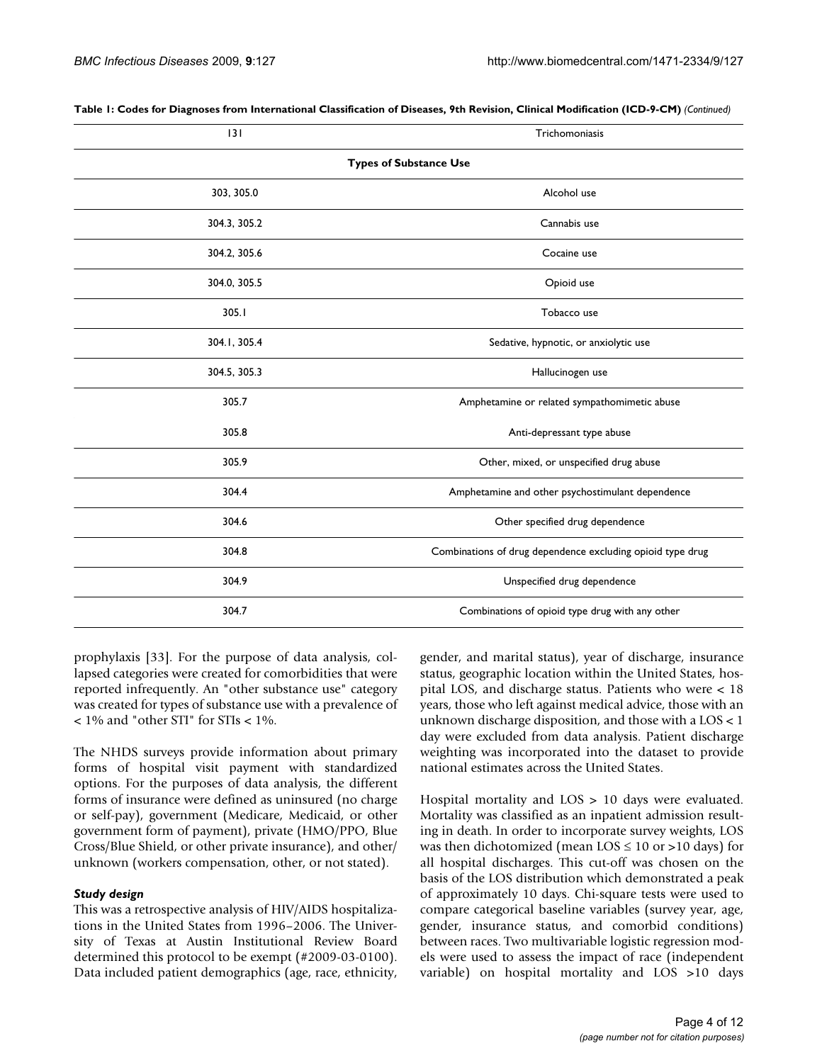**Table 1: Codes for Diagnoses from International Classification of Diseases, 9th Revision, Clinical Modification (ICD-9-CM)** *(Continued)*

| | |
|---|---|
| 131 | Trichomoniasis |
| **Types of Substance Use** | |
| 303, 305.0 | Alcohol use |
| 304.3, 305.2 | Cannabis use |
| 304.2, 305.6 | Cocaine use |
| 304.0, 305.5 | Opioid use |
| 305.1 | Tobacco use |
| 304.1, 305.4 | Sedative, hypnotic, or anxiolytic use |
| 304.5, 305.3 | Hallucinogen use |
| 305.7 | Amphetamine or related sympathomimetic abuse |
| 305.8 | Anti-depressant type abuse |
| 305.9 | Other, mixed, or unspecified drug abuse |
| 304.4 | Amphetamine and other psychostimulant dependence |
| 304.6 | Other specified drug dependence |
| 304.8 | Combinations of drug dependence excluding opioid type drug |
| 304.9 | Unspecified drug dependence |
| 304.7 | Combinations of opioid type drug with any other |

prophylaxis [33]. For the purpose of data analysis, collapsed categories were created for comorbidities that were reported infrequently. An "other substance use" category was created for types of substance use with a prevalence of < 1% and "other STI" for STIs < 1%.

The NHDS surveys provide information about primary forms of hospital visit payment with standardized options. For the purposes of data analysis, the different forms of insurance were defined as uninsured (no charge or self-pay), government (Medicare, Medicaid, or other government form of payment), private (HMO/PPO, Blue Cross/Blue Shield, or other private insurance), and other/unknown (workers compensation, other, or not stated).

### *Study design*

This was a retrospective analysis of HIV/AIDS hospitalizations in the United States from 1996–2006. The University of Texas at Austin Institutional Review Board determined this protocol to be exempt (#2009-03-0100). Data included patient demographics (age, race, ethnicity, gender, and marital status), year of discharge, insurance status, geographic location within the United States, hospital LOS, and discharge status. Patients who were < 18 years, those who left against medical advice, those with an unknown discharge disposition, and those with a LOS < 1 day were excluded from data analysis. Patient discharge weighting was incorporated into the dataset to provide national estimates across the United States.

Hospital mortality and LOS > 10 days were evaluated. Mortality was classified as an inpatient admission resulting in death. In order to incorporate survey weights, LOS was then dichotomized (mean LOS ≤ 10 or >10 days) for all hospital discharges. This cut-off was chosen on the basis of the LOS distribution which demonstrated a peak of approximately 10 days. Chi-square tests were used to compare categorical baseline variables (survey year, age, gender, insurance status, and comorbid conditions) between races. Two multivariable logistic regression models were used to assess the impact of race (independent variable) on hospital mortality and LOS >10 days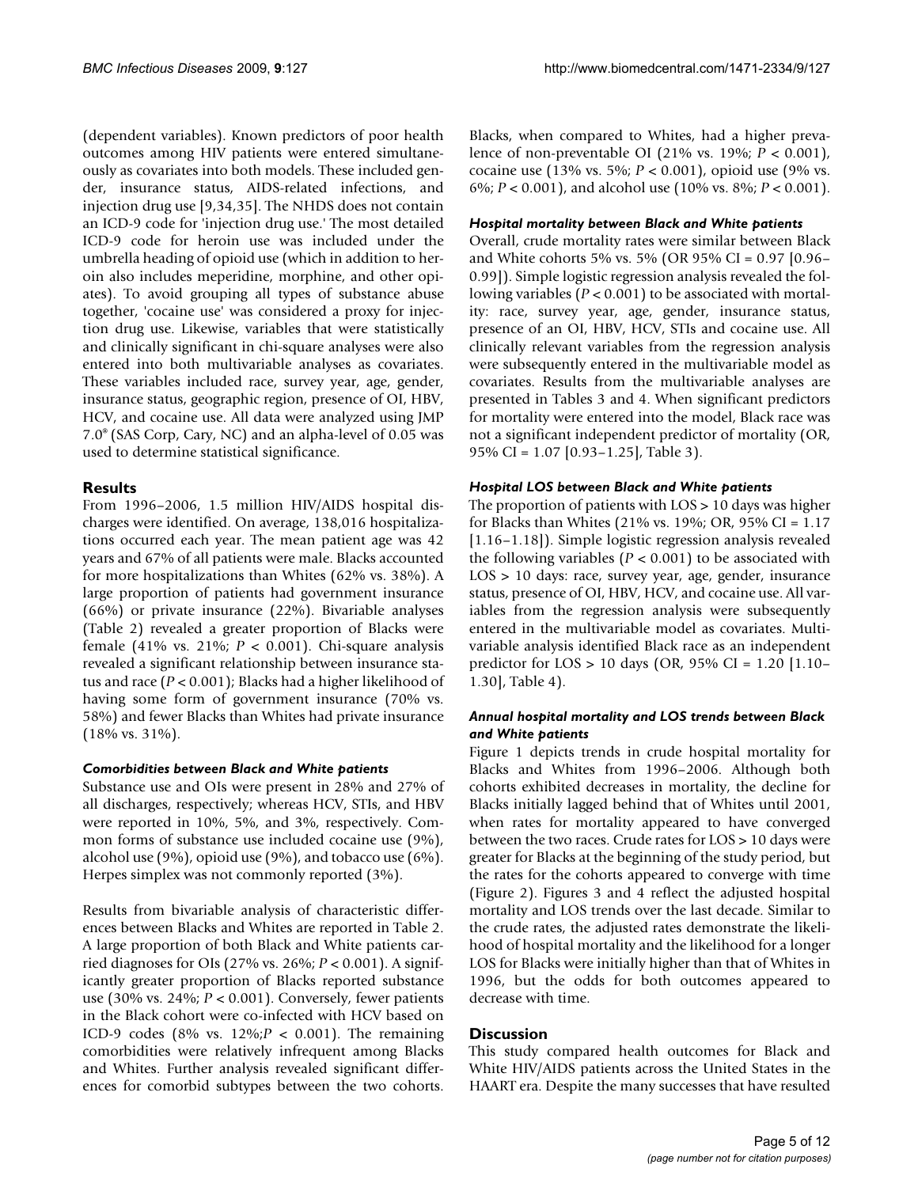(dependent variables). Known predictors of poor health outcomes among HIV patients were entered simultaneously as covariates into both models. These included gender, insurance status, AIDS-related infections, and injection drug use [9,34,35]. The NHDS does not contain an ICD-9 code for 'injection drug use.' The most detailed ICD-9 code for heroin use was included under the umbrella heading of opioid use (which in addition to heroin also includes meperidine, morphine, and other opiates). To avoid grouping all types of substance abuse together, 'cocaine use' was considered a proxy for injection drug use. Likewise, variables that were statistically and clinically significant in chi-square analyses were also entered into both multivariable analyses as covariates. These variables included race, survey year, age, gender, insurance status, geographic region, presence of OI, HBV, HCV, and cocaine use. All data were analyzed using JMP 7.0® (SAS Corp, Cary, NC) and an alpha-level of 0.05 was used to determine statistical significance.

## Results

From 1996–2006, 1.5 million HIV/AIDS hospital discharges were identified. On average, 138,016 hospitalizations occurred each year. The mean patient age was 42 years and 67% of all patients were male. Blacks accounted for more hospitalizations than Whites (62% vs. 38%). A large proportion of patients had government insurance (66%) or private insurance (22%). Bivariable analyses (Table 2) revealed a greater proportion of Blacks were female (41% vs. 21%; $P < 0.001$). Chi-square analysis revealed a significant relationship between insurance status and race ($P < 0.001$); Blacks had a higher likelihood of having some form of government insurance (70% vs. 58%) and fewer Blacks than Whites had private insurance (18% vs. 31%).

### *Comorbidities between Black and White patients*

Substance use and OIs were present in 28% and 27% of all discharges, respectively; whereas HCV, STIs, and HBV were reported in 10%, 5%, and 3%, respectively. Common forms of substance use included cocaine use (9%), alcohol use (9%), opioid use (9%), and tobacco use (6%). Herpes simplex was not commonly reported (3%).

Results from bivariable analysis of characteristic differences between Blacks and Whites are reported in Table 2. A large proportion of both Black and White patients carried diagnoses for OIs (27% vs. 26%; $P < 0.001$). A significantly greater proportion of Blacks reported substance use (30% vs. 24%; $P < 0.001$). Conversely, fewer patients in the Black cohort were co-infected with HCV based on ICD-9 codes (8% vs. 12%;$P < 0.001$). The remaining comorbidities were relatively infrequent among Blacks and Whites. Further analysis revealed significant differences for comorbid subtypes between the two cohorts. Blacks, when compared to Whites, had a higher prevalence of non-preventable OI (21% vs. 19%; $P < 0.001$), cocaine use (13% vs. 5%; $P < 0.001$), opioid use (9% vs. 6%; $P < 0.001$), and alcohol use (10% vs. 8%; $P < 0.001$).

### *Hospital mortality between Black and White patients*

Overall, crude mortality rates were similar between Black and White cohorts 5% vs. 5% (OR 95% CI = 0.97 [0.96–0.99]). Simple logistic regression analysis revealed the following variables ($P < 0.001$) to be associated with mortality: race, survey year, age, gender, insurance status, presence of an OI, HBV, HCV, STIs and cocaine use. All clinically relevant variables from the regression analysis were subsequently entered in the multivariable model as covariates. Results from the multivariable analyses are presented in Tables 3 and 4. When significant predictors for mortality were entered into the model, Black race was not a significant independent predictor of mortality (OR, 95% CI = 1.07 [0.93–1.25], Table 3).

### *Hospital LOS between Black and White patients*

The proportion of patients with LOS > 10 days was higher for Blacks than Whites (21% vs. 19%; OR, 95% CI = 1.17 [1.16–1.18]). Simple logistic regression analysis revealed the following variables ($P < 0.001$) to be associated with LOS > 10 days: race, survey year, age, gender, insurance status, presence of OI, HBV, HCV, and cocaine use. All variables from the regression analysis were subsequently entered in the multivariable model as covariates. Multivariable analysis identified Black race as an independent predictor for LOS > 10 days (OR, 95% CI = 1.20 [1.10–1.30], Table 4).

### *Annual hospital mortality and LOS trends between Black and White patients*

Figure 1 depicts trends in crude hospital mortality for Blacks and Whites from 1996–2006. Although both cohorts exhibited decreases in mortality, the decline for Blacks initially lagged behind that of Whites until 2001, when rates for mortality appeared to have converged between the two races. Crude rates for LOS > 10 days were greater for Blacks at the beginning of the study period, but the rates for the cohorts appeared to converge with time (Figure 2). Figures 3 and 4 reflect the adjusted hospital mortality and LOS trends over the last decade. Similar to the crude rates, the adjusted rates demonstrate the likelihood of hospital mortality and the likelihood for a longer LOS for Blacks were initially higher than that of Whites in 1996, but the odds for both outcomes appeared to decrease with time.

## Discussion

This study compared health outcomes for Black and White HIV/AIDS patients across the United States in the HAART era. Despite the many successes that have resulted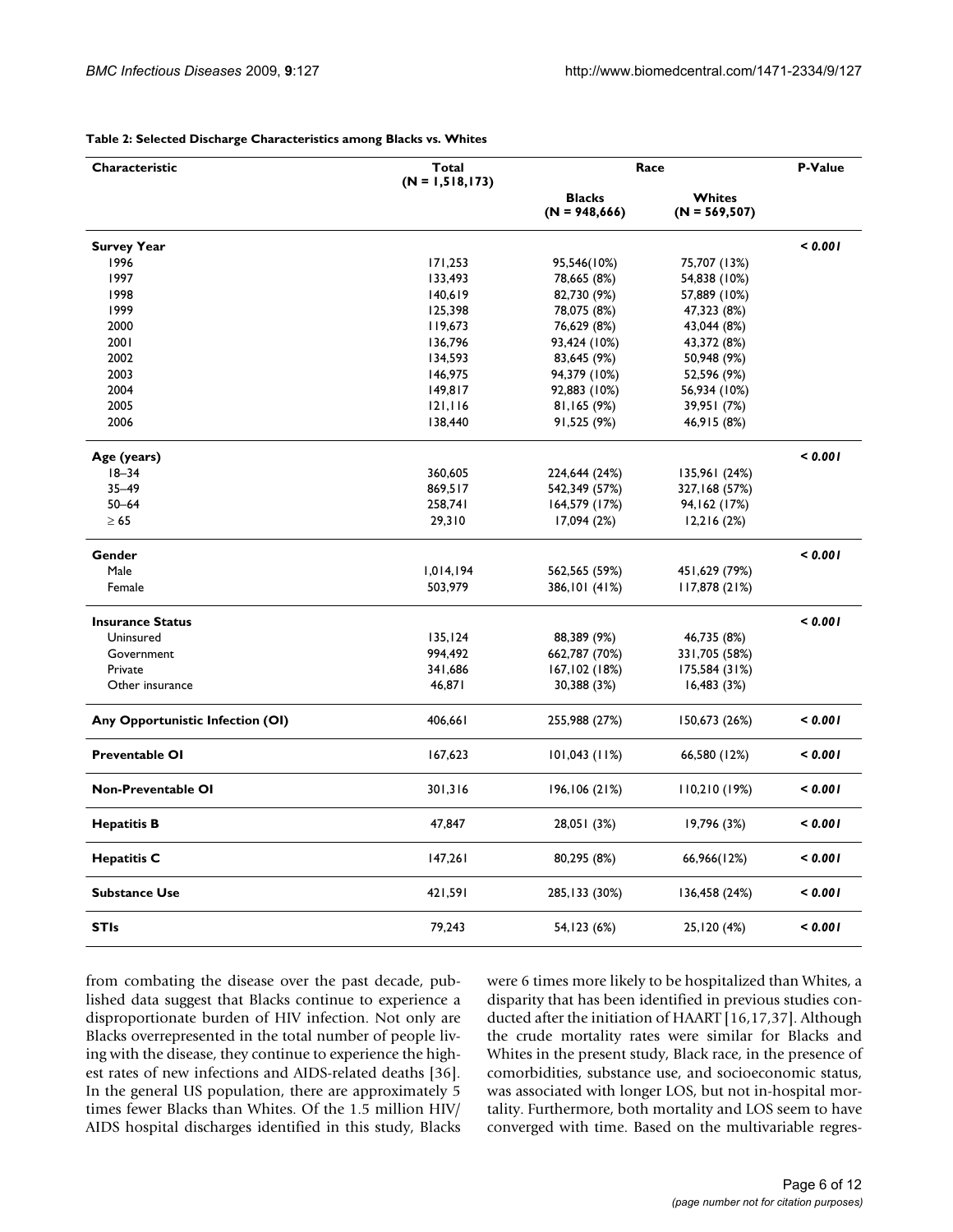**Table 2: Selected Discharge Characteristics among Blacks vs. Whites**

| Characteristic | Total (N = 1,518,173) | Race | | P-Value |
|---|---|---|---|---|
| | | Blacks (N = 948,666) | Whites (N = 569,507) | |
| **Survey Year** | | | | ***< 0.001*** |
| 1996 | 171,253 | 95,546(10%) | 75,707 (13%) | |
| 1997 | 133,493 | 78,665 (8%) | 54,838 (10%) | |
| 1998 | 140,619 | 82,730 (9%) | 57,889 (10%) | |
| 1999 | 125,398 | 78,075 (8%) | 47,323 (8%) | |
| 2000 | 119,673 | 76,629 (8%) | 43,044 (8%) | |
| 2001 | 136,796 | 93,424 (10%) | 43,372 (8%) | |
| 2002 | 134,593 | 83,645 (9%) | 50,948 (9%) | |
| 2003 | 146,975 | 94,379 (10%) | 52,596 (9%) | |
| 2004 | 149,817 | 92,883 (10%) | 56,934 (10%) | |
| 2005 | 121,116 | 81,165 (9%) | 39,951 (7%) | |
| 2006 | 138,440 | 91,525 (9%) | 46,915 (8%) | |
| **Age (years)** | | | | ***< 0.001*** |
| 18–34 | 360,605 | 224,644 (24%) | 135,961 (24%) | |
| 35–49 | 869,517 | 542,349 (57%) | 327,168 (57%) | |
| 50–64 | 258,741 | 164,579 (17%) | 94,162 (17%) | |
| ≥ 65 | 29,310 | 17,094 (2%) | 12,216 (2%) | |
| **Gender** | | | | ***< 0.001*** |
| Male | 1,014,194 | 562,565 (59%) | 451,629 (79%) | |
| Female | 503,979 | 386,101 (41%) | 117,878 (21%) | |
| **Insurance Status** | | | | ***< 0.001*** |
| Uninsured | 135,124 | 88,389 (9%) | 46,735 (8%) | |
| Government | 994,492 | 662,787 (70%) | 331,705 (58%) | |
| Private | 341,686 | 167,102 (18%) | 175,584 (31%) | |
| Other insurance | 46,871 | 30,388 (3%) | 16,483 (3%) | |
| **Any Opportunistic Infection (OI)** | 406,661 | 255,988 (27%) | 150,673 (26%) | ***< 0.001*** |
| **Preventable OI** | 167,623 | 101,043 (11%) | 66,580 (12%) | ***< 0.001*** |
| **Non-Preventable OI** | 301,316 | 196,106 (21%) | 110,210 (19%) | ***< 0.001*** |
| **Hepatitis B** | 47,847 | 28,051 (3%) | 19,796 (3%) | ***< 0.001*** |
| **Hepatitis C** | 147,261 | 80,295 (8%) | 66,966(12%) | ***< 0.001*** |
| **Substance Use** | 421,591 | 285,133 (30%) | 136,458 (24%) | ***< 0.001*** |
| **STIs** | 79,243 | 54,123 (6%) | 25,120 (4%) | ***< 0.001*** |

from combating the disease over the past decade, published data suggest that Blacks continue to experience a disproportionate burden of HIV infection. Not only are Blacks overrepresented in the total number of people living with the disease, they continue to experience the highest rates of new infections and AIDS-related deaths [36]. In the general US population, there are approximately 5 times fewer Blacks than Whites. Of the 1.5 million HIV/AIDS hospital discharges identified in this study, Blacks were 6 times more likely to be hospitalized than Whites, a disparity that has been identified in previous studies conducted after the initiation of HAART [16,17,37]. Although the crude mortality rates were similar for Blacks and Whites in the present study, Black race, in the presence of comorbidities, substance use, and socioeconomic status, was associated with longer LOS, but not in-hospital mortality. Furthermore, both mortality and LOS seem to have converged with time. Based on the multivariable regres-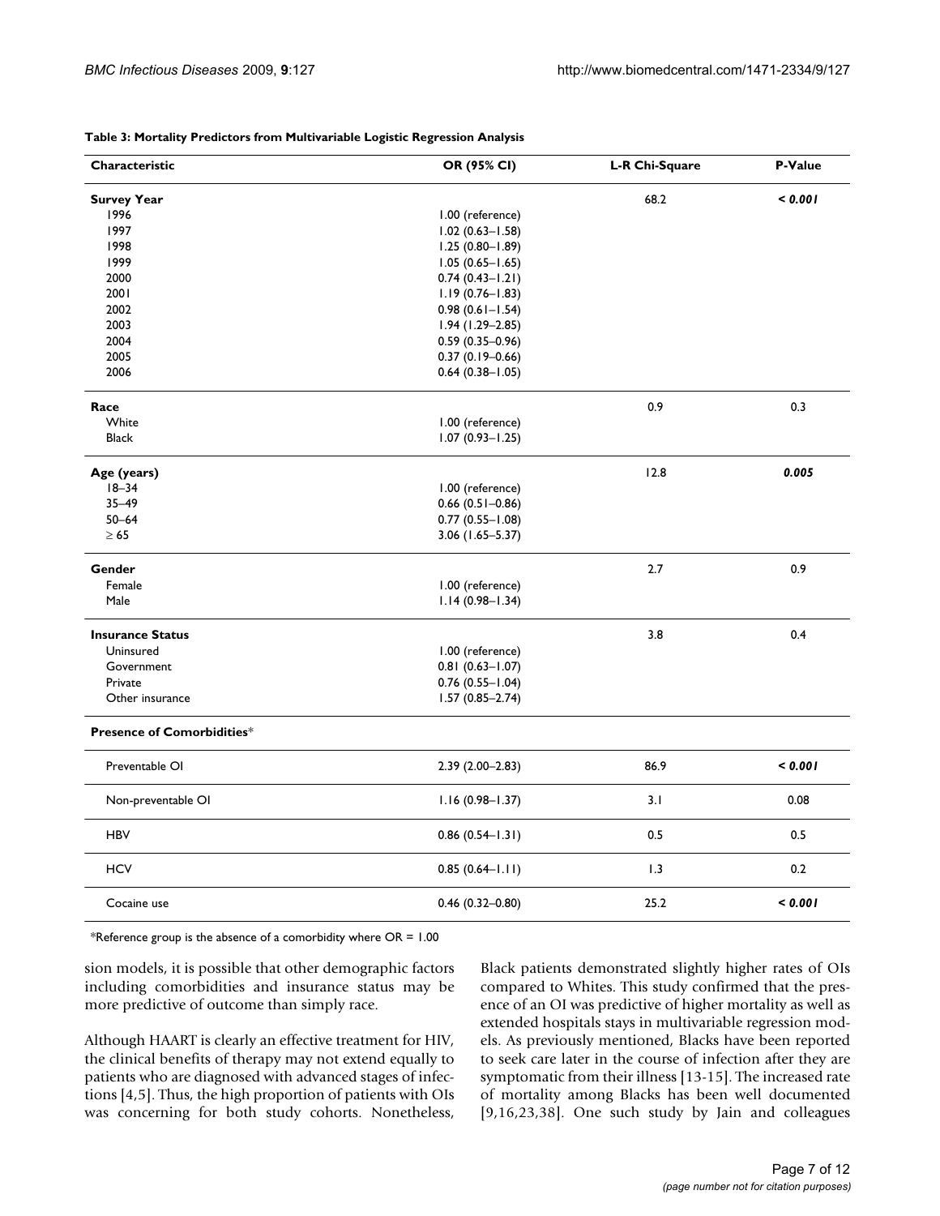**Table 3: Mortality Predictors from Multivariable Logistic Regression Analysis**

| Characteristic | OR (95% CI) | L-R Chi-Square | P-Value |
|---|---|---|---|
| **Survey Year** | | 68.2 | ***< 0.001*** |
| 1996 | 1.00 (reference) | | |
| 1997 | 1.02 (0.63–1.58) | | |
| 1998 | 1.25 (0.80–1.89) | | |
| 1999 | 1.05 (0.65–1.65) | | |
| 2000 | 0.74 (0.43–1.21) | | |
| 2001 | 1.19 (0.76–1.83) | | |
| 2002 | 0.98 (0.61–1.54) | | |
| 2003 | 1.94 (1.29–2.85) | | |
| 2004 | 0.59 (0.35–0.96) | | |
| 2005 | 0.37 (0.19–0.66) | | |
| 2006 | 0.64 (0.38–1.05) | | |
| **Race** | | 0.9 | 0.3 |
| White | 1.00 (reference) | | |
| Black | 1.07 (0.93–1.25) | | |
| **Age (years)** | | 12.8 | ***0.005*** |
| 18–34 | 1.00 (reference) | | |
| 35–49 | 0.66 (0.51–0.86) | | |
| 50–64 | 0.77 (0.55–1.08) | | |
| ≥ 65 | 3.06 (1.65–5.37) | | |
| **Gender** | | 2.7 | 0.9 |
| Female | 1.00 (reference) | | |
| Male | 1.14 (0.98–1.34) | | |
| **Insurance Status** | | 3.8 | 0.4 |
| Uninsured | 1.00 (reference) | | |
| Government | 0.81 (0.63–1.07) | | |
| Private | 0.76 (0.55–1.04) | | |
| Other insurance | 1.57 (0.85–2.74) | | |
| **Presence of Comorbidities*** | | | |
| Preventable OI | 2.39 (2.00–2.83) | 86.9 | ***< 0.001*** |
| Non-preventable OI | 1.16 (0.98–1.37) | 3.1 | 0.08 |
| HBV | 0.86 (0.54–1.31) | 0.5 | 0.5 |
| HCV | 0.85 (0.64–1.11) | 1.3 | 0.2 |
| Cocaine use | 0.46 (0.32–0.80) | 25.2 | ***< 0.001*** |

*Reference group is the absence of a comorbidity where OR = 1.00

sion models, it is possible that other demographic factors including comorbidities and insurance status may be more predictive of outcome than simply race.

Although HAART is clearly an effective treatment for HIV, the clinical benefits of therapy may not extend equally to patients who are diagnosed with advanced stages of infections [4,5]. Thus, the high proportion of patients with OIs was concerning for both study cohorts. Nonetheless, Black patients demonstrated slightly higher rates of OIs compared to Whites. This study confirmed that the presence of an OI was predictive of higher mortality as well as extended hospitals stays in multivariable regression models. As previously mentioned, Blacks have been reported to seek care later in the course of infection after they are symptomatic from their illness [13-15]. The increased rate of mortality among Blacks has been well documented [9,16,23,38]. One such study by Jain and colleagues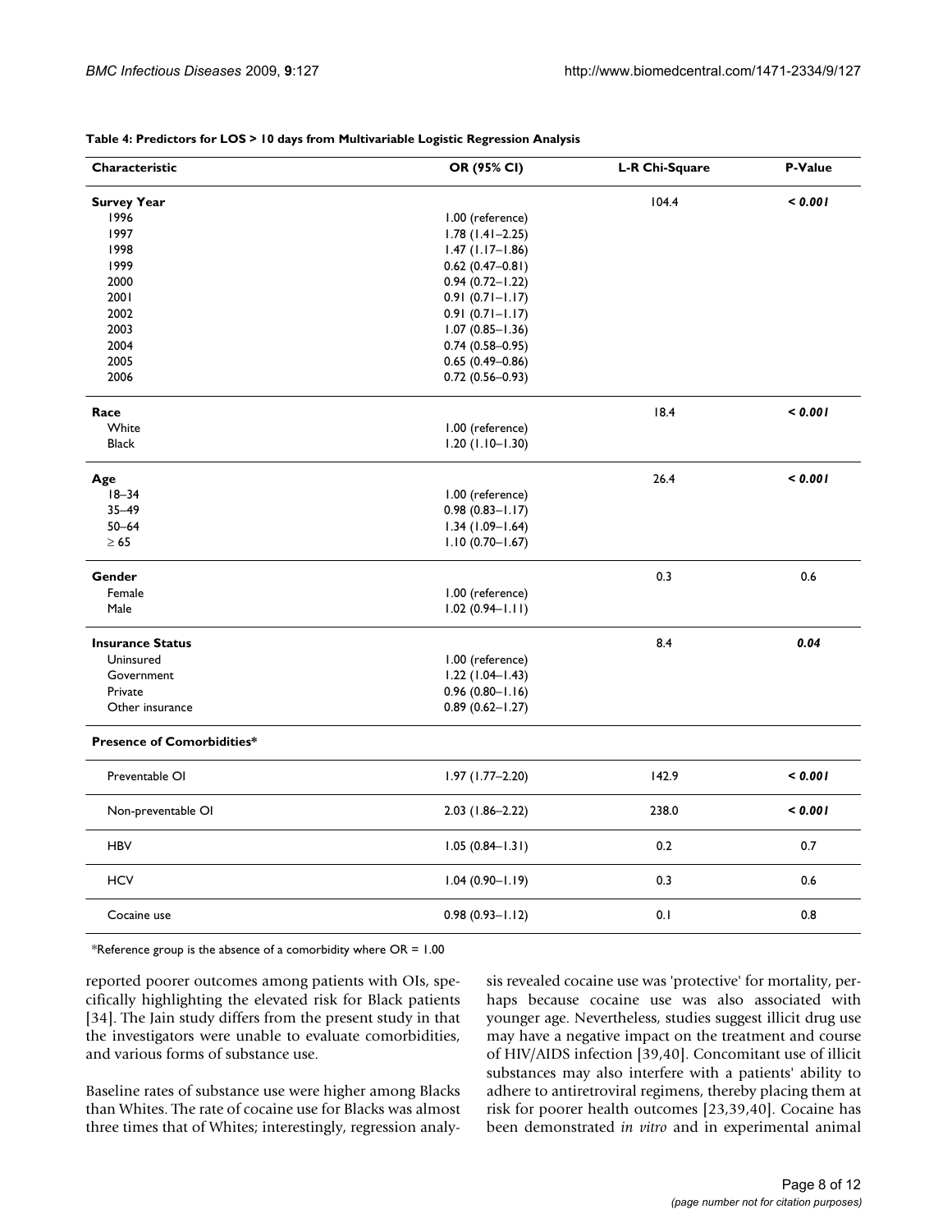**Table 4: Predictors for LOS > 10 days from Multivariable Logistic Regression Analysis**

| Characteristic | OR (95% CI) | L-R Chi-Square | P-Value |
|---|---|---|---|
| **Survey Year** | | 104.4 | ***< 0.001*** |
| 1996 | 1.00 (reference) | | |
| 1997 | 1.78 (1.41–2.25) | | |
| 1998 | 1.47 (1.17–1.86) | | |
| 1999 | 0.62 (0.47–0.81) | | |
| 2000 | 0.94 (0.72–1.22) | | |
| 2001 | 0.91 (0.71–1.17) | | |
| 2002 | 0.91 (0.71–1.17) | | |
| 2003 | 1.07 (0.85–1.36) | | |
| 2004 | 0.74 (0.58–0.95) | | |
| 2005 | 0.65 (0.49–0.86) | | |
| 2006 | 0.72 (0.56–0.93) | | |
| **Race** | | 18.4 | ***< 0.001*** |
| White | 1.00 (reference) | | |
| Black | 1.20 (1.10–1.30) | | |
| **Age** | | 26.4 | ***< 0.001*** |
| 18–34 | 1.00 (reference) | | |
| 35–49 | 0.98 (0.83–1.17) | | |
| 50–64 | 1.34 (1.09–1.64) | | |
| ≥ 65 | 1.10 (0.70–1.67) | | |
| **Gender** | | 0.3 | 0.6 |
| Female | 1.00 (reference) | | |
| Male | 1.02 (0.94–1.11) | | |
| **Insurance Status** | | 8.4 | ***0.04*** |
| Uninsured | 1.00 (reference) | | |
| Government | 1.22 (1.04–1.43) | | |
| Private | 0.96 (0.80–1.16) | | |
| Other insurance | 0.89 (0.62–1.27) | | |
| **Presence of Comorbidities*** | | | |
| Preventable OI | 1.97 (1.77–2.20) | 142.9 | ***< 0.001*** |
| Non-preventable OI | 2.03 (1.86–2.22) | 238.0 | ***< 0.001*** |
| HBV | 1.05 (0.84–1.31) | 0.2 | 0.7 |
| HCV | 1.04 (0.90–1.19) | 0.3 | 0.6 |
| Cocaine use | 0.98 (0.93–1.12) | 0.1 | 0.8 |

*Reference group is the absence of a comorbidity where OR = 1.00

reported poorer outcomes among patients with OIs, specifically highlighting the elevated risk for Black patients [34]. The Jain study differs from the present study in that the investigators were unable to evaluate comorbidities, and various forms of substance use.

Baseline rates of substance use were higher among Blacks than Whites. The rate of cocaine use for Blacks was almost three times that of Whites; interestingly, regression analysis revealed cocaine use was 'protective' for mortality, perhaps because cocaine use was also associated with younger age. Nevertheless, studies suggest illicit drug use may have a negative impact on the treatment and course of HIV/AIDS infection [39,40]. Concomitant use of illicit substances may also interfere with a patients' ability to adhere to antiretroviral regimens, thereby placing them at risk for poorer health outcomes [23,39,40]. Cocaine has been demonstrated *in vitro* and in experimental animal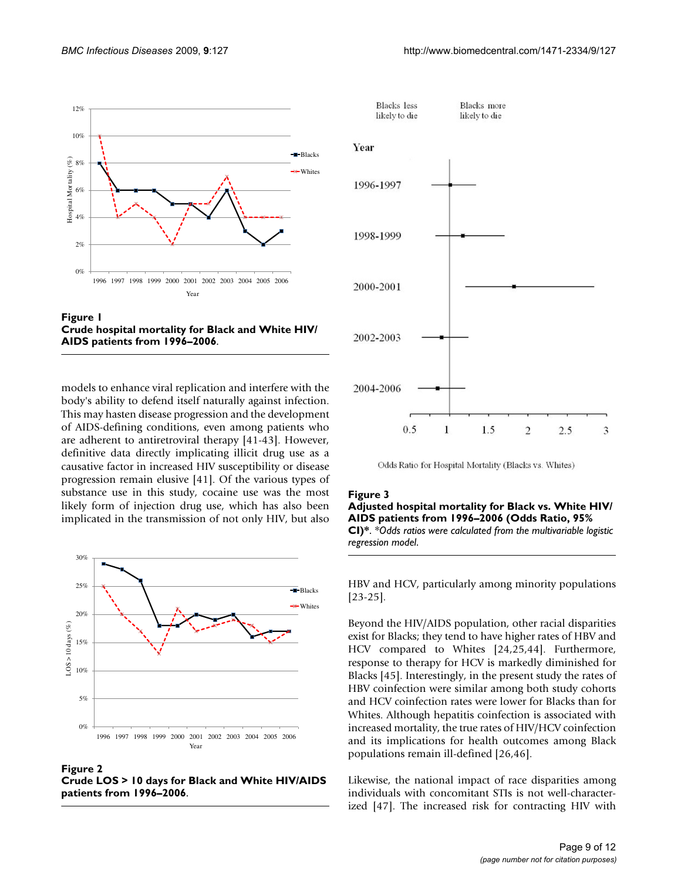**Figure 1**
**Crude hospital mortality for Black and White HIV/AIDS patients from 1996–2006**.

models to enhance viral replication and interfere with the body's ability to defend itself naturally against infection. This may hasten disease progression and the development of AIDS-defining conditions, even among patients who are adherent to antiretroviral therapy [41-43]. However, definitive data directly implicating illicit drug use as a causative factor in increased HIV susceptibility or disease progression remain elusive [41]. Of the various types of substance use in this study, cocaine use was the most likely form of injection drug use, which has also been implicated in the transmission of not only HIV, but also HBV and HCV, particularly among minority populations [23-25].

**Figure 2**
**Crude LOS > 10 days for Black and White HIV/AIDS patients from 1996–2006**.

**Figure 3**
**Adjusted hospital mortality for Black vs. White HIV/AIDS patients from 1996–2006 (Odds Ratio, 95% CI)***. *\*Odds ratios were calculated from the multivariable logistic regression model.*

Beyond the HIV/AIDS population, other racial disparities exist for Blacks; they tend to have higher rates of HBV and HCV compared to Whites [24,25,44]. Furthermore, response to therapy for HCV is markedly diminished for Blacks [45]. Interestingly, in the present study the rates of HBV coinfection were similar among both study cohorts and HCV coinfection rates were lower for Blacks than for Whites. Although hepatitis coinfection is associated with increased mortality, the true rates of HIV/HCV coinfection and its implications for health outcomes among Black populations remain ill-defined [26,46].

Likewise, the national impact of race disparities among individuals with concomitant STIs is not well-characterized [47]. The increased risk for contracting HIV with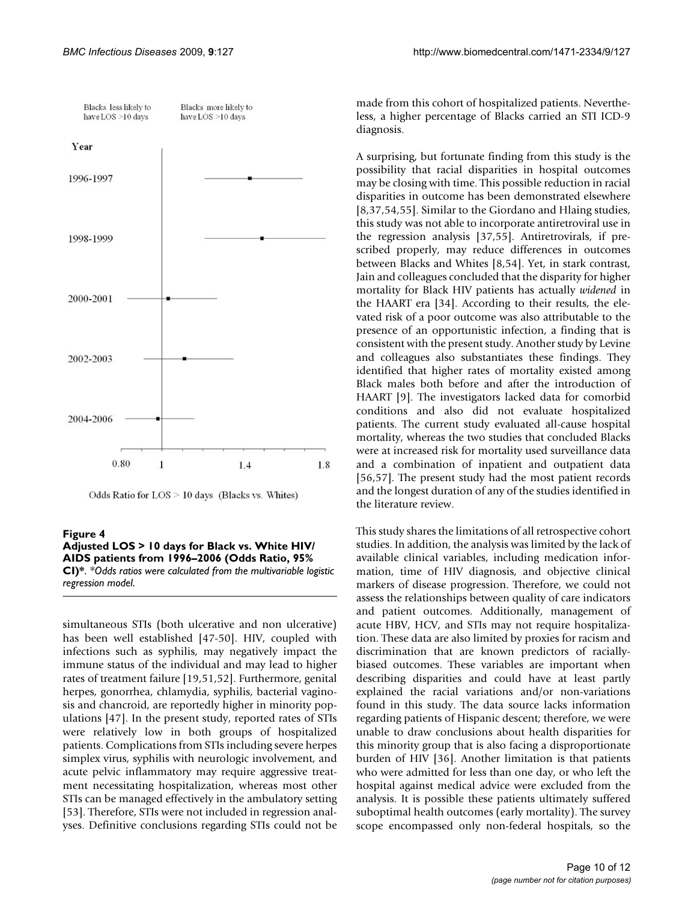**Figure 4**
**Adjusted LOS > 10 days for Black vs. White HIV/AIDS patients from 1996–2006 (Odds Ratio, 95% CI)\***. *\*Odds ratios were calculated from the multivariable logistic regression model.*

simultaneous STIs (both ulcerative and non ulcerative) has been well established [47-50]. HIV, coupled with infections such as syphilis, may negatively impact the immune status of the individual and may lead to higher rates of treatment failure [19,51,52]. Furthermore, genital herpes, gonorrhea, chlamydia, syphilis, bacterial vaginosis and chancroid, are reportedly higher in minority populations [47]. In the present study, reported rates of STIs were relatively low in both groups of hospitalized patients. Complications from STIs including severe herpes simplex virus, syphilis with neurologic involvement, and acute pelvic inflammatory may require aggressive treatment necessitating hospitalization, whereas most other STIs can be managed effectively in the ambulatory setting [53]. Therefore, STIs were not included in regression analyses. Definitive conclusions regarding STIs could not be made from this cohort of hospitalized patients. Nevertheless, a higher percentage of Blacks carried an STI ICD-9 diagnosis.

A surprising, but fortunate finding from this study is the possibility that racial disparities in hospital outcomes may be closing with time. This possible reduction in racial disparities in outcome has been demonstrated elsewhere [8,37,54,55]. Similar to the Giordano and Hlaing studies, this study was not able to incorporate antiretroviral use in the regression analysis [37,55]. Antiretrovirals, if prescribed properly, may reduce differences in outcomes between Blacks and Whites [8,54]. Yet, in stark contrast, Jain and colleagues concluded that the disparity for higher mortality for Black HIV patients has actually *widened* in the HAART era [34]. According to their results, the elevated risk of a poor outcome was also attributable to the presence of an opportunistic infection, a finding that is consistent with the present study. Another study by Levine and colleagues also substantiates these findings. They identified that higher rates of mortality existed among Black males both before and after the introduction of HAART [9]. The investigators lacked data for comorbid conditions and also did not evaluate hospitalized patients. The current study evaluated all-cause hospital mortality, whereas the two studies that concluded Blacks were at increased risk for mortality used surveillance data and a combination of inpatient and outpatient data [56,57]. The present study had the most patient records and the longest duration of any of the studies identified in the literature review.

This study shares the limitations of all retrospective cohort studies. In addition, the analysis was limited by the lack of available clinical variables, including medication information, time of HIV diagnosis, and objective clinical markers of disease progression. Therefore, we could not assess the relationships between quality of care indicators and patient outcomes. Additionally, management of acute HBV, HCV, and STIs may not require hospitalization. These data are also limited by proxies for racism and discrimination that are known predictors of racially-biased outcomes. These variables are important when describing disparities and could have at least partly explained the racial variations and/or non-variations found in this study. The data source lacks information regarding patients of Hispanic descent; therefore, we were unable to draw conclusions about health disparities for this minority group that is also facing a disproportionate burden of HIV [36]. Another limitation is that patients who were admitted for less than one day, or who left the hospital against medical advice were excluded from the analysis. It is possible these patients ultimately suffered suboptimal health outcomes (early mortality). The survey scope encompassed only non-federal hospitals, so the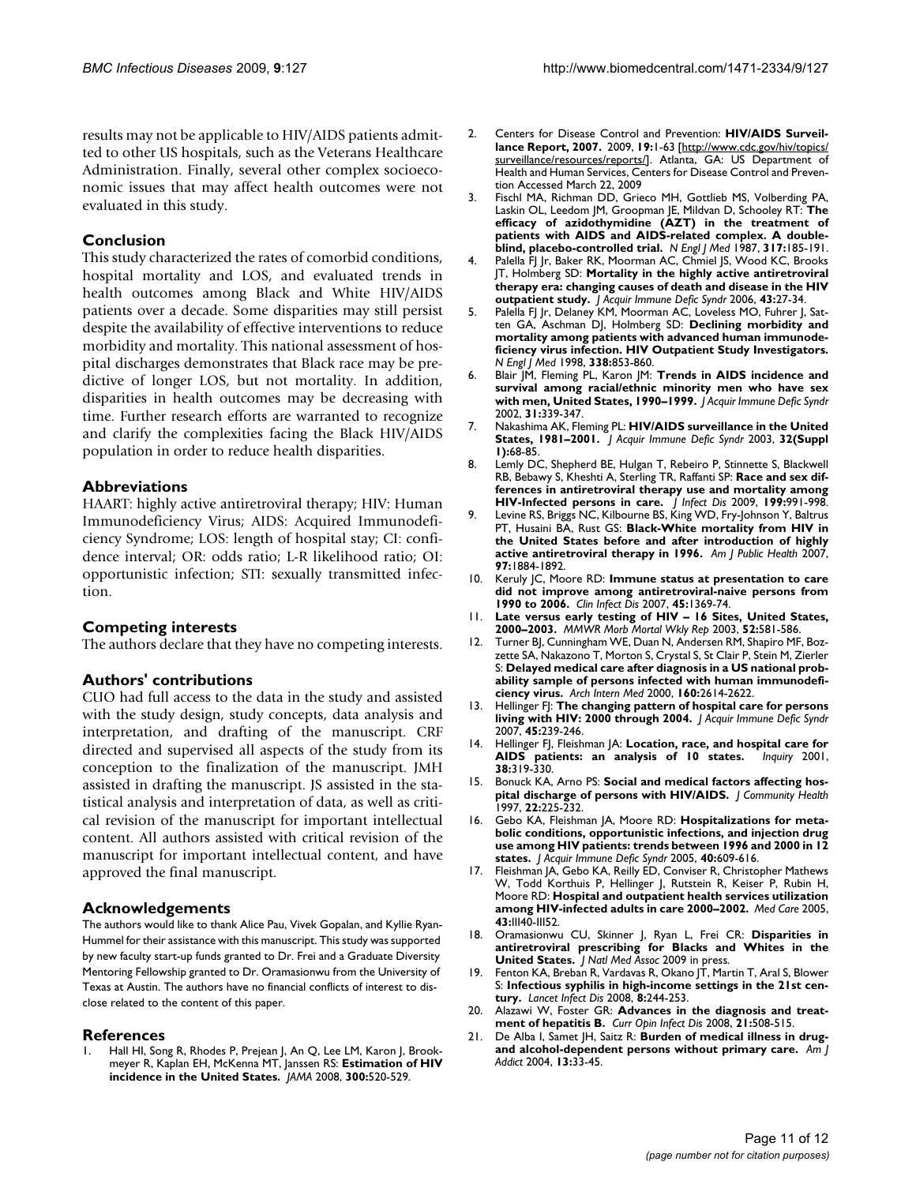results may not be applicable to HIV/AIDS patients admitted to other US hospitals, such as the Veterans Healthcare Administration. Finally, several other complex socioeconomic issues that may affect health outcomes were not evaluated in this study.

## Conclusion

This study characterized the rates of comorbid conditions, hospital mortality and LOS, and evaluated trends in health outcomes among Black and White HIV/AIDS patients over a decade. Some disparities may still persist despite the availability of effective interventions to reduce morbidity and mortality. This national assessment of hospital discharges demonstrates that Black race may be predictive of longer LOS, but not mortality. In addition, disparities in health outcomes may be decreasing with time. Further research efforts are warranted to recognize and clarify the complexities facing the Black HIV/AIDS population in order to reduce health disparities.

## Abbreviations

HAART: highly active antiretroviral therapy; HIV: Human Immunodeficiency Virus; AIDS: Acquired Immunodeficiency Syndrome; LOS: length of hospital stay; CI: confidence interval; OR: odds ratio; L-R likelihood ratio; OI: opportunistic infection; STI: sexually transmitted infection.

## Competing interests

The authors declare that they have no competing interests.

## Authors' contributions

CUO had full access to the data in the study and assisted with the study design, study concepts, data analysis and interpretation, and drafting of the manuscript. CRF directed and supervised all aspects of the study from its conception to the finalization of the manuscript. JMH assisted in drafting the manuscript. JS assisted in the statistical analysis and interpretation of data, as well as critical revision of the manuscript for important intellectual content. All authors assisted with critical revision of the manuscript for important intellectual content, and have approved the final manuscript.

## Acknowledgements

The authors would like to thank Alice Pau, Vivek Gopalan, and Kyllie Ryan-Hummel for their assistance with this manuscript. This study was supported by new faculty start-up funds granted to Dr. Frei and a Graduate Diversity Mentoring Fellowship granted to Dr. Oramasionwu from the University of Texas at Austin. The authors have no financial conflicts of interest to disclose related to the content of this paper.

## References

1. Hall HI, Song R, Rhodes P, Prejean J, An Q, Lee LM, Karon J, Brookmeyer R, Kaplan EH, McKenna MT, Janssen RS: **Estimation of HIV incidence in the United States.** *JAMA* 2008, **300:**520-529.
2. Centers for Disease Control and Prevention: **HIV/AIDS Surveillance Report, 2007.** 2009, **19:**1-63 [http://www.cdc.gov/hiv/topics/surveillance/resources/reports/]. Atlanta, GA: US Department of Health and Human Services, Centers for Disease Control and Prevention Accessed March 22, 2009
3. Fischl MA, Richman DD, Grieco MH, Gottlieb MS, Volberding PA, Laskin OL, Leedom JM, Groopman JE, Mildvan D, Schooley RT: **The efficacy of azidothymidine (AZT) in the treatment of patients with AIDS and AIDS-related complex. A double-blind, placebo-controlled trial.** *N Engl J Med* 1987, **317:**185-191.
4. Palella FJ Jr, Baker RK, Moorman AC, Chmiel JS, Wood KC, Brooks JT, Holmberg SD: **Mortality in the highly active antiretroviral therapy era: changing causes of death and disease in the HIV outpatient study.** *J Acquir Immune Defic Syndr* 2006, **43:**27-34.
5. Palella FJ Jr, Delaney KM, Moorman AC, Loveless MO, Fuhrer J, Satten GA, Aschman DJ, Holmberg SD: **Declining morbidity and mortality among patients with advanced human immunodeficiency virus infection. HIV Outpatient Study Investigators.** *N Engl J Med* 1998, **338:**853-860.
6. Blair JM, Fleming PL, Karon JM: **Trends in AIDS incidence and survival among racial/ethnic minority men who have sex with men, United States, 1990–1999.** *J Acquir Immune Defic Syndr* 2002, **31:**339-347.
7. Nakashima AK, Fleming PL: **HIV/AIDS surveillance in the United States, 1981–2001.** *J Acquir Immune Defic Syndr* 2003, **32(Suppl 1):**68-85.
8. Lemly DC, Shepherd BE, Hulgan T, Rebeiro P, Stinnette S, Blackwell RB, Bebawy S, Kheshti A, Sterling TR, Raffanti SP: **Race and sex differences in antiretroviral therapy use and mortality among HIV-Infected persons in care.** *J Infect Dis* 2009, **199:**991-998.
9. Levine RS, Briggs NC, Kilbourne BS, King WD, Fry-Johnson Y, Baltrus PT, Husaini BA, Rust GS: **Black-White mortality from HIV in the United States before and after introduction of highly active antiretroviral therapy in 1996.** *Am J Public Health* 2007, **97:**1884-1892.
10. Keruly JC, Moore RD: **Immune status at presentation to care did not improve among antiretroviral-naive persons from 1990 to 2006.** *Clin Infect Dis* 2007, **45:**1369-74.
11. **Late versus early testing of HIV – 16 Sites, United States, 2000–2003.** *MMWR Morb Mortal Wkly Rep* 2003, **52:**581-586.
12. Turner BJ, Cunningham WE, Duan N, Andersen RM, Shapiro MF, Bozzette SA, Nakazono T, Morton S, Crystal S, St Clair P, Stein M, Zierler S: **Delayed medical care after diagnosis in a US national probability sample of persons infected with human immunodeficiency virus.** *Arch Intern Med* 2000, **160:**2614-2622.
13. Hellinger FJ: **The changing pattern of hospital care for persons living with HIV: 2000 through 2004.** *J Acquir Immune Defic Syndr* 2007, **45:**239-246.
14. Hellinger FJ, Fleishman JA: **Location, race, and hospital care for AIDS patients: an analysis of 10 states.** *Inquiry* 2001, **38:**319-330.
15. Bonuck KA, Arno PS: **Social and medical factors affecting hospital discharge of persons with HIV/AIDS.** *J Community Health* 1997, **22:**225-232.
16. Gebo KA, Fleishman JA, Moore RD: **Hospitalizations for metabolic conditions, opportunistic infections, and injection drug use among HIV patients: trends between 1996 and 2000 in 12 states.** *J Acquir Immune Defic Syndr* 2005, **40:**609-616.
17. Fleishman JA, Gebo KA, Reilly ED, Conviser R, Christopher Mathews W, Todd Korthuis P, Hellinger J, Rutstein R, Keiser P, Rubin H, Moore RD: **Hospital and outpatient health services utilization among HIV-infected adults in care 2000–2002.** *Med Care* 2005, **43:**III40-III52.
18. Oramasionwu CU, Skinner J, Ryan L, Frei CR: **Disparities in antiretroviral prescribing for Blacks and Whites in the United States.** *J Natl Med Assoc* 2009 in press.
19. Fenton KA, Breban R, Vardavas R, Okano JT, Martin T, Aral S, Blower S: **Infectious syphilis in high-income settings in the 21st century.** *Lancet Infect Dis* 2008, **8:**244-253.
20. Alazawi W, Foster GR: **Advances in the diagnosis and treatment of hepatitis B.** *Curr Opin Infect Dis* 2008, **21:**508-515.
21. De Alba I, Samet JH, Saitz R: **Burden of medical illness in drug- and alcohol-dependent persons without primary care.** *Am J Addict* 2004, **13:**33-45.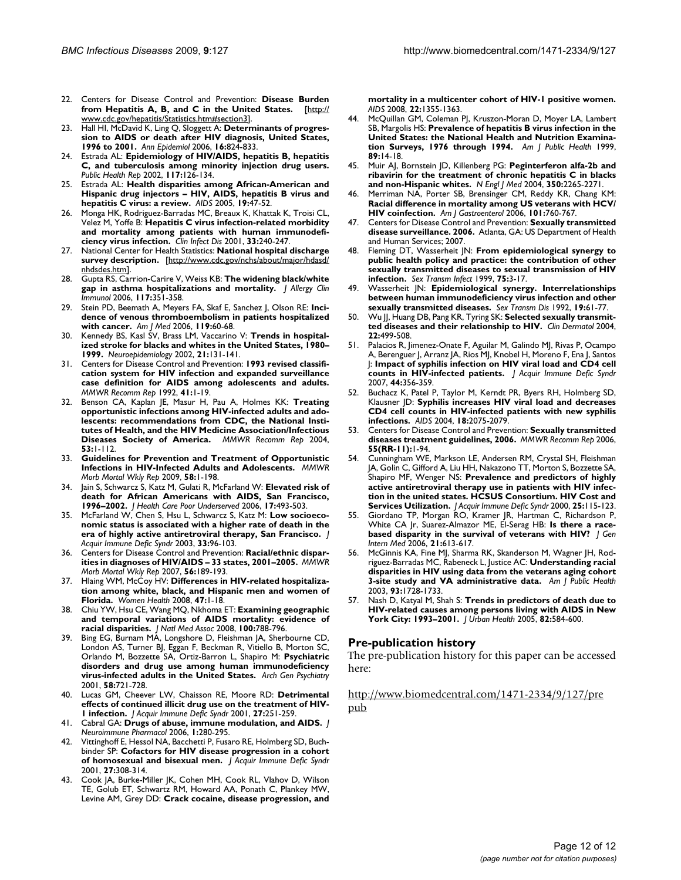22. Centers for Disease Control and Prevention: **Disease Burden from Hepatitis A, B, and C in the United States.** [http://www.cdc.gov/hepatitis/Statistics.htm#section3].
23. Hall HI, McDavid K, Ling Q, Sloggett A: **Determinants of progression to AIDS or death after HIV diagnosis, United States, 1996 to 2001.** *Ann Epidemiol* 2006, **16:**824-833.
24. Estrada AL: **Epidemiology of HIV/AIDS, hepatitis B, hepatitis C, and tuberculosis among minority injection drug users.** *Public Health Rep* 2002, **117:**126-134.
25. Estrada AL: **Health disparities among African-American and Hispanic drug injectors – HIV, AIDS, hepatitis B virus and hepatitis C virus: a review.** *AIDS* 2005, **19:**47-52.
26. Monga HK, Rodriguez-Barradas MC, Breaux K, Khattak K, Troisi CL, Velez M, Yoffe B: **Hepatitis C virus infection-related morbidity and mortality among patients with human immunodeficiency virus infection.** *Clin Infect Dis* 2001, **33:**240-247.
27. National Center for Health Statistics: **National hospital discharge survey description.** [http://www.cdc.gov/nchs/about/major/hdasd/nhdsdes.htm].
28. Gupta RS, Carrion-Carire V, Weiss KB: **The widening black/white gap in asthma hospitalizations and mortality.** *J Allergy Clin Immunol* 2006, **117:**351-358.
29. Stein PD, Beemath A, Meyers FA, Skaf E, Sanchez J, Olson RE: **Incidence of venous thromboembolism in patients hospitalized with cancer.** *Am J Med* 2006, **119:**60-68.
30. Kennedy BS, Kasl SV, Brass LM, Vaccarino V: **Trends in hospitalized stroke for blacks and whites in the United States, 1980–1999.** *Neuroepidemiology* 2002, **21:**131-141.
31. Centers for Disease Control and Prevention: **1993 revised classification system for HIV infection and expanded surveillance case definition for AIDS among adolescents and adults.** *MMWR Recomm Rep* 1992, **41:**1-19.
32. Benson CA, Kaplan JE, Masur H, Pau A, Holmes KK: **Treating opportunistic infections among HIV-infected adults and adolescents: recommendations from CDC, the National Institutes of Health, and the HIV Medicine Association/Infectious Diseases Society of America.** *MMWR Recomm Rep* 2004, **53:**1-112.
33. **Guidelines for Prevention and Treatment of Opportunistic Infections in HIV-Infected Adults and Adolescents.** *MMWR Morb Mortal Wkly Rep* 2009, **58:**1-198.
34. Jain S, Schwarcz S, Katz M, Gulati R, McFarland W: **Elevated risk of death for African Americans with AIDS, San Francisco, 1996–2002.** *J Health Care Poor Underserved* 2006, **17:**493-503.
35. McFarland W, Chen S, Hsu L, Schwarcz S, Katz M: **Low socioeconomic status is associated with a higher rate of death in the era of highly active antiretroviral therapy, San Francisco.** *J Acquir Immune Defic Syndr* 2003, **33:**96-103.
36. Centers for Disease Control and Prevention: **Racial/ethnic disparities in diagnoses of HIV/AIDS – 33 states, 2001–2005.** *MMWR Morb Mortal Wkly Rep* 2007, **56:**189-193.
37. Hlaing WM, McCoy HV: **Differences in HIV-related hospitalization among white, black, and Hispanic men and women of Florida.** *Women Health* 2008, **47:**1-18.
38. Chiu YW, Hsu CE, Wang MQ, Nkhoma ET: **Examining geographic and temporal variations of AIDS mortality: evidence of racial disparities.** *J Natl Med Assoc* 2008, **100:**788-796.
39. Bing EG, Burnam MA, Longshore D, Fleishman JA, Sherbourne CD, London AS, Turner BJ, Eggan F, Beckman R, Vitiello B, Morton SC, Orlando M, Bozzette SA, Ortiz-Barron L, Shapiro M: **Psychiatric disorders and drug use among human immunodeficiency virus-infected adults in the United States.** *Arch Gen Psychiatry* 2001, **58:**721-728.
40. Lucas GM, Cheever LW, Chaisson RE, Moore RD: **Detrimental effects of continued illicit drug use on the treatment of HIV-1 infection.** *J Acquir Immune Defic Syndr* 2001, **27:**251-259.
41. Cabral GA: **Drugs of abuse, immune modulation, and AIDS.** *J Neuroimmune Pharmacol* 2006, **1:**280-295.
42. Vittinghoff E, Hessol NA, Bacchetti P, Fusaro RE, Holmberg SD, Buchbinder SP: **Cofactors for HIV disease progression in a cohort of homosexual and bisexual men.** *J Acquir Immune Defic Syndr* 2001, **27:**308-314.
43. Cook JA, Burke-Miller JK, Cohen MH, Cook RL, Vlahov D, Wilson TE, Golub ET, Schwartz RM, Howard AA, Ponath C, Plankey MW, Levine AM, Grey DD: **Crack cocaine, disease progression, and mortality in a multicenter cohort of HIV-1 positive women.** *AIDS* 2008, **22:**1355-1363.
44. McQuillan GM, Coleman PJ, Kruszon-Moran D, Moyer LA, Lambert SB, Margolis HS: **Prevalence of hepatitis B virus infection in the United States: the National Health and Nutrition Examination Surveys, 1976 through 1994.** *Am J Public Health* 1999, **89:**14-18.
45. Muir AJ, Bornstein JD, Killenberg PG: **Peginterferon alfa-2b and ribavirin for the treatment of chronic hepatitis C in blacks and non-Hispanic whites.** *N Engl J Med* 2004, **350:**2265-2271.
46. Merriman NA, Porter SB, Brensinger CM, Reddy KR, Chang KM: **Racial difference in mortality among US veterans with HCV/HIV coinfection.** *Am J Gastroenterol* 2006, **101:**760-767.
47. Centers for Disease Control and Prevention: **Sexually transmitted disease surveillance. 2006.** Atlanta, GA: US Department of Health and Human Services; 2007.
48. Fleming DT, Wasserheit JN: **From epidemiological synergy to public health policy and practice: the contribution of other sexually transmitted diseases to sexual transmission of HIV infection.** *Sex Transm Infect* 1999, **75:**3-17.
49. Wasserheit JN: **Epidemiological synergy. Interrelationships between human immunodeficiency virus infection and other sexually transmitted diseases.** *Sex Transm Dis* 1992, **19:**61-77.
50. Wu JJ, Huang DB, Pang KR, Tyring SK: **Selected sexually transmitted diseases and their relationship to HIV.** *Clin Dermatol* 2004, **22:**499-508.
51. Palacios R, Jimenez-Onate F, Aguilar M, Galindo MJ, Rivas P, Ocampo A, Berenguer J, Arranz JA, Rios MJ, Knobel H, Moreno F, Ena J, Santos J: **Impact of syphilis infection on HIV viral load and CD4 cell counts in HIV-infected patients.** *J Acquir Immune Defic Syndr* 2007, **44:**356-359.
52. Buchacz K, Patel P, Taylor M, Kerndt PR, Byers RH, Holmberg SD, Klausner JD: **Syphilis increases HIV viral load and decreases CD4 cell counts in HIV-infected patients with new syphilis infections.** *AIDS* 2004, **18:**2075-2079.
53. Centers for Disease Control and Prevention: **Sexually transmitted diseases treatment guidelines, 2006.** *MMWR Recomm Rep* 2006, **55(RR-11):**1-94.
54. Cunningham WE, Markson LE, Andersen RM, Crystal SH, Fleishman JA, Golin C, Gifford A, Liu HH, Nakazono TT, Morton S, Bozzette SA, Shapiro MF, Wenger NS: **Prevalence and predictors of highly active antiretroviral therapy use in patients with HIV infection in the united states. HCSUS Consortium. HIV Cost and Services Utilization.** *J Acquir Immune Defic Syndr* 2000, **25:**115-123.
55. Giordano TP, Morgan RO, Kramer JR, Hartman C, Richardson P, White CA Jr, Suarez-Almazor ME, El-Serag HB: **Is there a race-based disparity in the survival of veterans with HIV?** *J Gen Intern Med* 2006, **21:**613-617.
56. McGinnis KA, Fine MJ, Sharma RK, Skanderson M, Wagner JH, Rodriguez-Barradas MC, Rabeneck L, Justice AC: **Understanding racial disparities in HIV using data from the veterans aging cohort 3-site study and VA administrative data.** *Am J Public Health* 2003, **93:**1728-1733.
57. Nash D, Katyal M, Shah S: **Trends in predictors of death due to HIV-related causes among persons living with AIDS in New York City: 1993–2001.** *J Urban Health* 2005, **82:**584-600.

## Pre-publication history

The pre-publication history for this paper can be accessed here:

http://www.biomedcentral.com/1471-2334/9/127/prepub